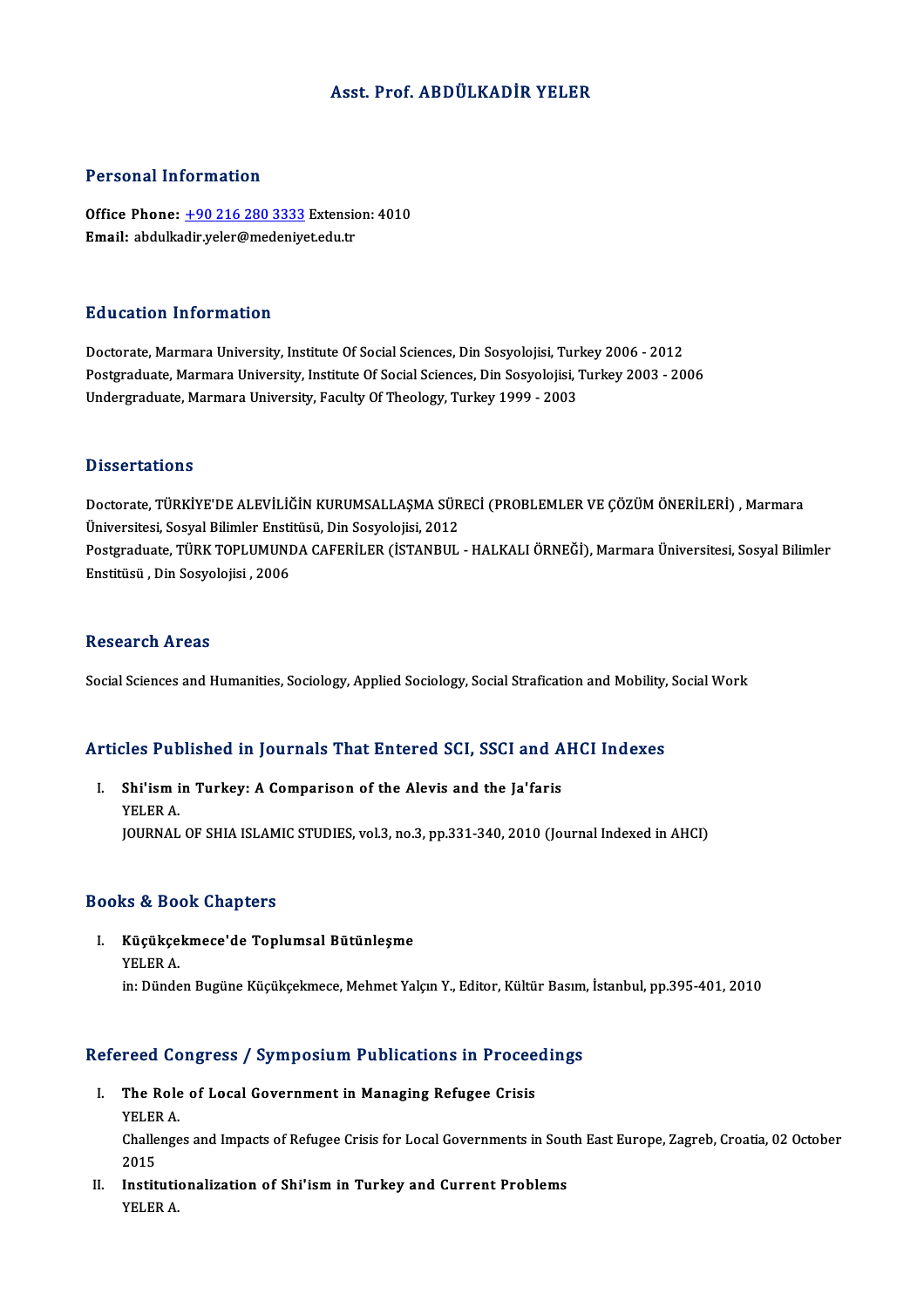# Asst. Prof. ABDÜLKADİR YELER

## Personal Information

**Office Phone:** +90 216 280 3333 Extension: 4010
**Email:** abdulkadir.yeler@medeniyet.edu.tr

## Education Information

Doctorate, Marmara University, Institute Of Social Sciences, Din Sosyolojisi, Turkey 2006 - 2012
Postgraduate, Marmara University, Institute Of Social Sciences, Din Sosyolojisi, Turkey 2003 - 2006
Undergraduate, Marmara University, Faculty Of Theology, Turkey 1999 - 2003

## Dissertations

Doctorate, TÜRKİYE'DE ALEVİLİĞİN KURUMSALLAŞMA SÜRECİ (PROBLEMLER VE ÇÖZÜM ÖNERİLERİ) , Marmara Üniversitesi, Sosyal Bilimler Enstitüsü, Din Sosyolojisi, 2012
Postgraduate, TÜRK TOPLUMUNDA CAFERİLER (İSTANBUL - HALKALI ÖRNEĞİ), Marmara Üniversitesi, Sosyal Bilimler Enstitüsü , Din Sosyolojisi , 2006

## Research Areas

Social Sciences and Humanities, Sociology, Applied Sociology, Social Strafication and Mobility, Social Work

## Articles Published in Journals That Entered SCI, SSCI and AHCI Indexes

I. **Shi'ism in Turkey: A Comparison of the Alevis and the Ja'faris**
YELER A.
JOURNAL OF SHIA ISLAMIC STUDIES, vol.3, no.3, pp.331-340, 2010 (Journal Indexed in AHCI)

## Books & Book Chapters

I. **Küçükçekmece'de Toplumsal Bütünleşme**
YELER A.
in: Dünden Bugüne Küçükçekmece, Mehmet Yalçın Y., Editor, Kültür Basım, İstanbul, pp.395-401, 2010

## Refereed Congress / Symposium Publications in Proceedings

I. **The Role of Local Government in Managing Refugee Crisis**
YELER A.
Challenges and Impacts of Refugee Crisis for Local Governments in South East Europe, Zagreb, Croatia, 02 October 2015

II. **Institutionalization of Shi'ism in Turkey and Current Problems**
YELER A.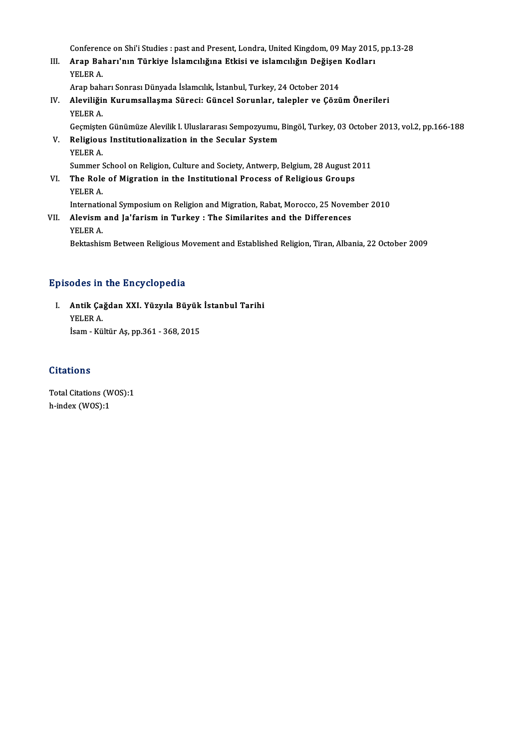Conference on Shi'i Studies : past and Present, Londra, United Kingdom, 09 May 2015, pp.13-28

III. **Arap Baharı'nın Türkiye İslamcılığına Etkisi ve islamcılığın Değişen Kodları**
YELER A.
Arap baharı Sonrası Dünyada İslamcılık, İstanbul, Turkey, 24 October 2014

IV. **Aleviliğin Kurumsallaşma Süreci: Güncel Sorunlar, talepler ve Çözüm Önerileri**
YELER A.
Geçmişten Günümüze Alevilik I. Uluslararası Sempozyumu, Bingöl, Turkey, 03 October 2013, vol.2, pp.166-188

V. **Religious Institutionalization in the Secular System**
YELER A.
Summer School on Religion, Culture and Society, Antwerp, Belgium, 28 August 2011

VI. **The Role of Migration in the Institutional Process of Religious Groups**
YELER A.
International Symposium on Religion and Migration, Rabat, Morocco, 25 November 2010

VII. **Alevism and Ja'farism in Turkey : The Similarites and the Differences**
YELER A.
Bektashism Between Religious Movement and Established Religion, Tiran, Albania, 22 October 2009

## Episodes in the Encyclopedia

I. **Antik Çağdan XXI. Yüzyıla Büyük İstanbul Tarihi**
YELER A.
İsam - Kültür Aş, pp.361 - 368, 2015

## Citations

Total Citations (WOS):1
h-index (WOS):1